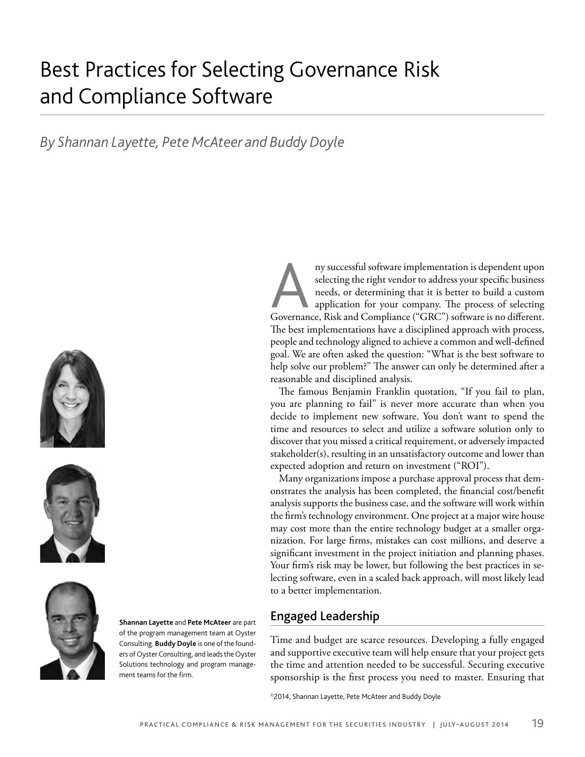# Best Practices for Selecting Governance Risk and Compliance Software

*By Shannan Layette, Pete McAteer and Buddy Doyle*

**Shannan Layette** and **Pete McAteer** are part of the program management team at Oyster Consulting. **Buddy Doyle** is one of the founders of Oyster Consulting, and leads the Oyster Solutions technology and program management teams for the firm.

Any successful software implementation is dependent upon selecting the right vendor to address your specific business needs, or determining that it is better to build a custom application for your company. The process of selecting Governance, Risk and Compliance ("GRC") software is no different. The best implementations have a disciplined approach with process, people and technology aligned to achieve a common and well-defined goal. We are often asked the question: "What is the best software to help solve our problem?" The answer can only be determined after a reasonable and disciplined analysis.

The famous Benjamin Franklin quotation, "If you fail to plan, you are planning to fail" is never more accurate than when you decide to implement new software. You don't want to spend the time and resources to select and utilize a software solution only to discover that you missed a critical requirement, or adversely impacted stakeholder(s), resulting in an unsatisfactory outcome and lower than expected adoption and return on investment ("ROI").

Many organizations impose a purchase approval process that demonstrates the analysis has been completed, the financial cost/benefit analysis supports the business case, and the software will work within the firm's technology environment. One project at a major wire house may cost more than the entire technology budget at a smaller organization. For large firms, mistakes can cost millions, and deserve a significant investment in the project initiation and planning phases. Your firm's risk may be lower, but following the best practices in selecting software, even in a scaled back approach, will most likely lead to a better implementation.

## Engaged Leadership

Time and budget are scarce resources. Developing a fully engaged and supportive executive team will help ensure that your project gets the time and attention needed to be successful. Securing executive sponsorship is the first process you need to master. Ensuring that

©2014, Shannan Layette, Pete McAteer and Buddy Doyle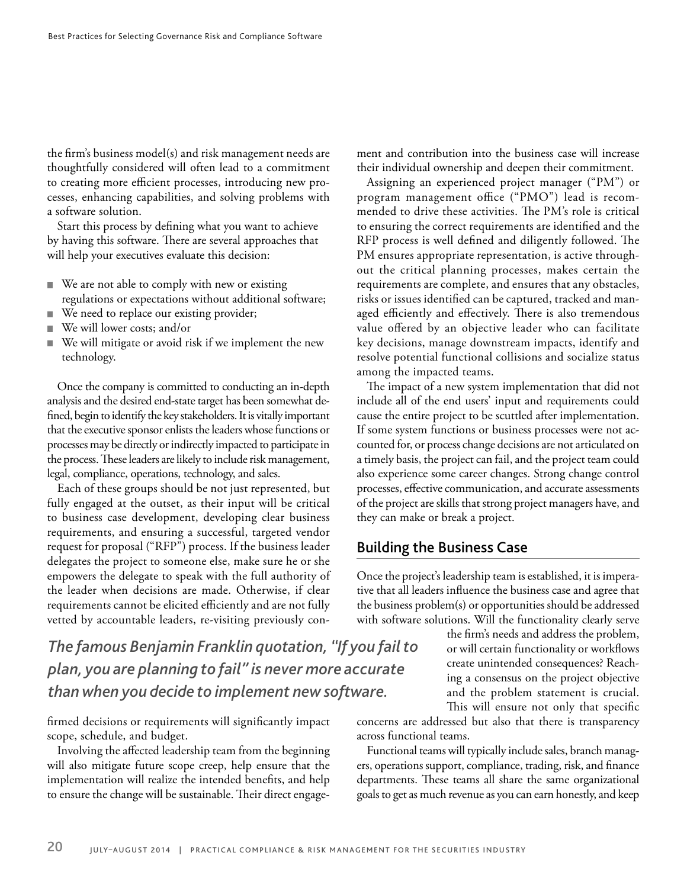the firm's business model(s) and risk management needs are thoughtfully considered will often lead to a commitment to creating more efficient processes, introducing new processes, enhancing capabilities, and solving problems with a software solution.

Start this process by defining what you want to achieve by having this software. There are several approaches that will help your executives evaluate this decision:

- We are not able to comply with new or existing regulations or expectations without additional software;
- We need to replace our existing provider;
- We will lower costs; and/or
- We will mitigate or avoid risk if we implement the new technology.

Once the company is committed to conducting an in-depth analysis and the desired end-state target has been somewhat defined, begin to identify the key stakeholders. It is vitally important that the executive sponsor enlists the leaders whose functions or processes may be directly or indirectly impacted to participate in the process. These leaders are likely to include risk management, legal, compliance, operations, technology, and sales.

Each of these groups should be not just represented, but fully engaged at the outset, as their input will be critical to business case development, developing clear business requirements, and ensuring a successful, targeted vendor request for proposal ("RFP") process. If the business leader delegates the project to someone else, make sure he or she empowers the delegate to speak with the full authority of the leader when decisions are made. Otherwise, if clear requirements cannot be elicited efficiently and are not fully vetted by accountable leaders, re-visiting previously confirmed decisions or requirements will significantly impact scope, schedule, and budget.

*The famous Benjamin Franklin quotation, "If you fail to plan, you are planning to fail" is never more accurate than when you decide to implement new software.*

Involving the affected leadership team from the beginning will also mitigate future scope creep, help ensure that the implementation will realize the intended benefits, and help to ensure the change will be sustainable. Their direct engagement and contribution into the business case will increase their individual ownership and deepen their commitment.

Assigning an experienced project manager ("PM") or program management office ("PMO") lead is recommended to drive these activities. The PM's role is critical to ensuring the correct requirements are identified and the RFP process is well defined and diligently followed. The PM ensures appropriate representation, is active throughout the critical planning processes, makes certain the requirements are complete, and ensures that any obstacles, risks or issues identified can be captured, tracked and managed efficiently and effectively. There is also tremendous value offered by an objective leader who can facilitate key decisions, manage downstream impacts, identify and resolve potential functional collisions and socialize status among the impacted teams.

The impact of a new system implementation that did not include all of the end users' input and requirements could cause the entire project to be scuttled after implementation. If some system functions or business processes were not accounted for, or process change decisions are not articulated on a timely basis, the project can fail, and the project team could also experience some career changes. Strong change control processes, effective communication, and accurate assessments of the project are skills that strong project managers have, and they can make or break a project.

## Building the Business Case

Once the project's leadership team is established, it is imperative that all leaders influence the business case and agree that the business problem(s) or opportunities should be addressed with software solutions. Will the functionality clearly serve the firm's needs and address the problem, or will certain functionality or workflows create unintended consequences? Reaching a consensus on the project objective and the problem statement is crucial. This will ensure not only that specific concerns are addressed but also that there is transparency across functional teams.

Functional teams will typically include sales, branch managers, operations support, compliance, trading, risk, and finance departments. These teams all share the same organizational goals to get as much revenue as you can earn honestly, and keep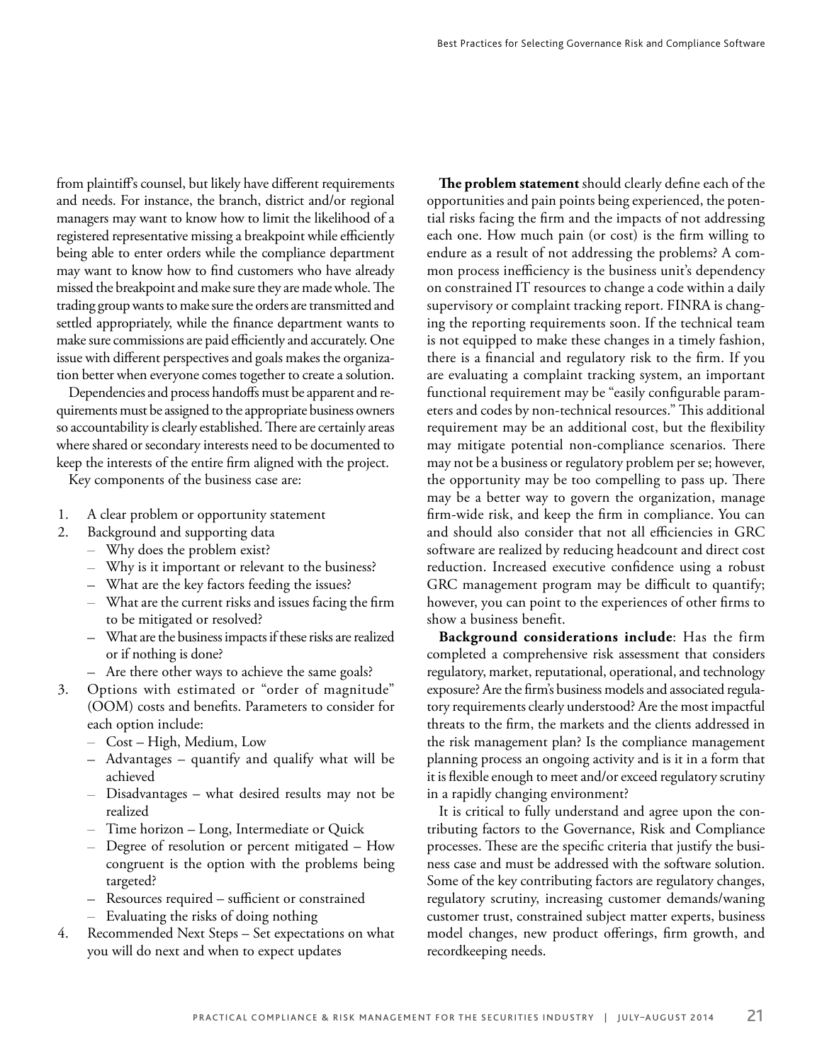from plaintiff's counsel, but likely have different requirements and needs. For instance, the branch, district and/or regional managers may want to know how to limit the likelihood of a registered representative missing a breakpoint while efficiently being able to enter orders while the compliance department may want to know how to find customers who have already missed the breakpoint and make sure they are made whole. The trading group wants to make sure the orders are transmitted and settled appropriately, while the finance department wants to make sure commissions are paid efficiently and accurately. One issue with different perspectives and goals makes the organization better when everyone comes together to create a solution.

Dependencies and process handoffs must be apparent and requirements must be assigned to the appropriate business owners so accountability is clearly established. There are certainly areas where shared or secondary interests need to be documented to keep the interests of the entire firm aligned with the project.

Key components of the business case are:

1. A clear problem or opportunity statement
2. Background and supporting data
   - Why does the problem exist?
   - Why is it important or relevant to the business?
   - What are the key factors feeding the issues?
   - What are the current risks and issues facing the firm to be mitigated or resolved?
   - What are the business impacts if these risks are realized or if nothing is done?
   - Are there other ways to achieve the same goals?
3. Options with estimated or "order of magnitude" (OOM) costs and benefits. Parameters to consider for each option include:
   - Cost – High, Medium, Low
   - Advantages – quantify and qualify what will be achieved
   - Disadvantages – what desired results may not be realized
   - Time horizon – Long, Intermediate or Quick
   - Degree of resolution or percent mitigated – How congruent is the option with the problems being targeted?
   - Resources required – sufficient or constrained
   - Evaluating the risks of doing nothing
4. Recommended Next Steps – Set expectations on what you will do next and when to expect updates

**The problem statement** should clearly define each of the opportunities and pain points being experienced, the potential risks facing the firm and the impacts of not addressing each one. How much pain (or cost) is the firm willing to endure as a result of not addressing the problems? A common process inefficiency is the business unit's dependency on constrained IT resources to change a code within a daily supervisory or complaint tracking report. FINRA is changing the reporting requirements soon. If the technical team is not equipped to make these changes in a timely fashion, there is a financial and regulatory risk to the firm. If you are evaluating a complaint tracking system, an important functional requirement may be "easily configurable parameters and codes by non-technical resources." This additional requirement may be an additional cost, but the flexibility may mitigate potential non-compliance scenarios. There may not be a business or regulatory problem per se; however, the opportunity may be too compelling to pass up. There may be a better way to govern the organization, manage firm-wide risk, and keep the firm in compliance. You can and should also consider that not all efficiencies in GRC software are realized by reducing headcount and direct cost reduction. Increased executive confidence using a robust GRC management program may be difficult to quantify; however, you can point to the experiences of other firms to show a business benefit.

**Background considerations include**: Has the firm completed a comprehensive risk assessment that considers regulatory, market, reputational, operational, and technology exposure? Are the firm's business models and associated regulatory requirements clearly understood? Are the most impactful threats to the firm, the markets and the clients addressed in the risk management plan? Is the compliance management planning process an ongoing activity and is it in a form that it is flexible enough to meet and/or exceed regulatory scrutiny in a rapidly changing environment?

It is critical to fully understand and agree upon the contributing factors to the Governance, Risk and Compliance processes. These are the specific criteria that justify the business case and must be addressed with the software solution. Some of the key contributing factors are regulatory changes, regulatory scrutiny, increasing customer demands/waning customer trust, constrained subject matter experts, business model changes, new product offerings, firm growth, and recordkeeping needs.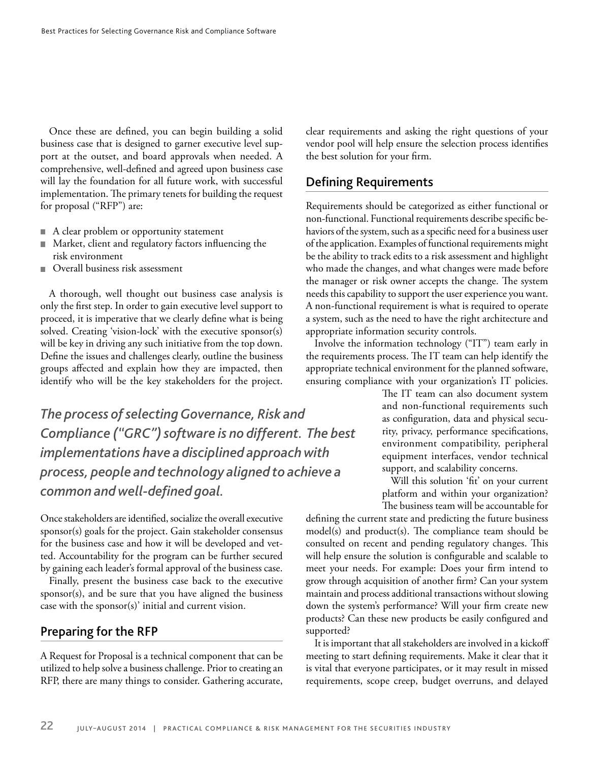Once these are defined, you can begin building a solid business case that is designed to garner executive level support at the outset, and board approvals when needed. A comprehensive, well-defined and agreed upon business case will lay the foundation for all future work, with successful implementation. The primary tenets for building the request for proposal ("RFP") are:

- A clear problem or opportunity statement
- Market, client and regulatory factors influencing the risk environment
- Overall business risk assessment

A thorough, well thought out business case analysis is only the first step. In order to gain executive level support to proceed, it is imperative that we clearly define what is being solved. Creating 'vision-lock' with the executive sponsor(s) will be key in driving any such initiative from the top down. Define the issues and challenges clearly, outline the business groups affected and explain how they are impacted, then identify who will be the key stakeholders for the project.

*The process of selecting Governance, Risk and Compliance ("GRC") software is no different. The best implementations have a disciplined approach with process, people and technology aligned to achieve a common and well-defined goal.*

Once stakeholders are identified, socialize the overall executive sponsor(s) goals for the project. Gain stakeholder consensus for the business case and how it will be developed and vetted. Accountability for the program can be further secured by gaining each leader's formal approval of the business case.

Finally, present the business case back to the executive sponsor(s), and be sure that you have aligned the business case with the sponsor(s)' initial and current vision.

## Preparing for the RFP

A Request for Proposal is a technical component that can be utilized to help solve a business challenge. Prior to creating an RFP, there are many things to consider. Gathering accurate, clear requirements and asking the right questions of your vendor pool will help ensure the selection process identifies the best solution for your firm.

## Defining Requirements

Requirements should be categorized as either functional or non-functional. Functional requirements describe specific behaviors of the system, such as a specific need for a business user of the application. Examples of functional requirements might be the ability to track edits to a risk assessment and highlight who made the changes, and what changes were made before the manager or risk owner accepts the change. The system needs this capability to support the user experience you want. A non-functional requirement is what is required to operate a system, such as the need to have the right architecture and appropriate information security controls.

Involve the information technology ("IT") team early in the requirements process. The IT team can help identify the appropriate technical environment for the planned software, ensuring compliance with your organization's IT policies. The IT team can also document system and non-functional requirements such as configuration, data and physical security, privacy, performance specifications, environment compatibility, peripheral equipment interfaces, vendor technical support, and scalability concerns.

Will this solution 'fit' on your current platform and within your organization? The business team will be accountable for defining the current state and predicting the future business model(s) and product(s). The compliance team should be consulted on recent and pending regulatory changes. This will help ensure the solution is configurable and scalable to meet your needs. For example: Does your firm intend to grow through acquisition of another firm? Can your system maintain and process additional transactions without slowing down the system's performance? Will your firm create new products? Can these new products be easily configured and supported?

It is important that all stakeholders are involved in a kickoff meeting to start defining requirements. Make it clear that it is vital that everyone participates, or it may result in missed requirements, scope creep, budget overruns, and delayed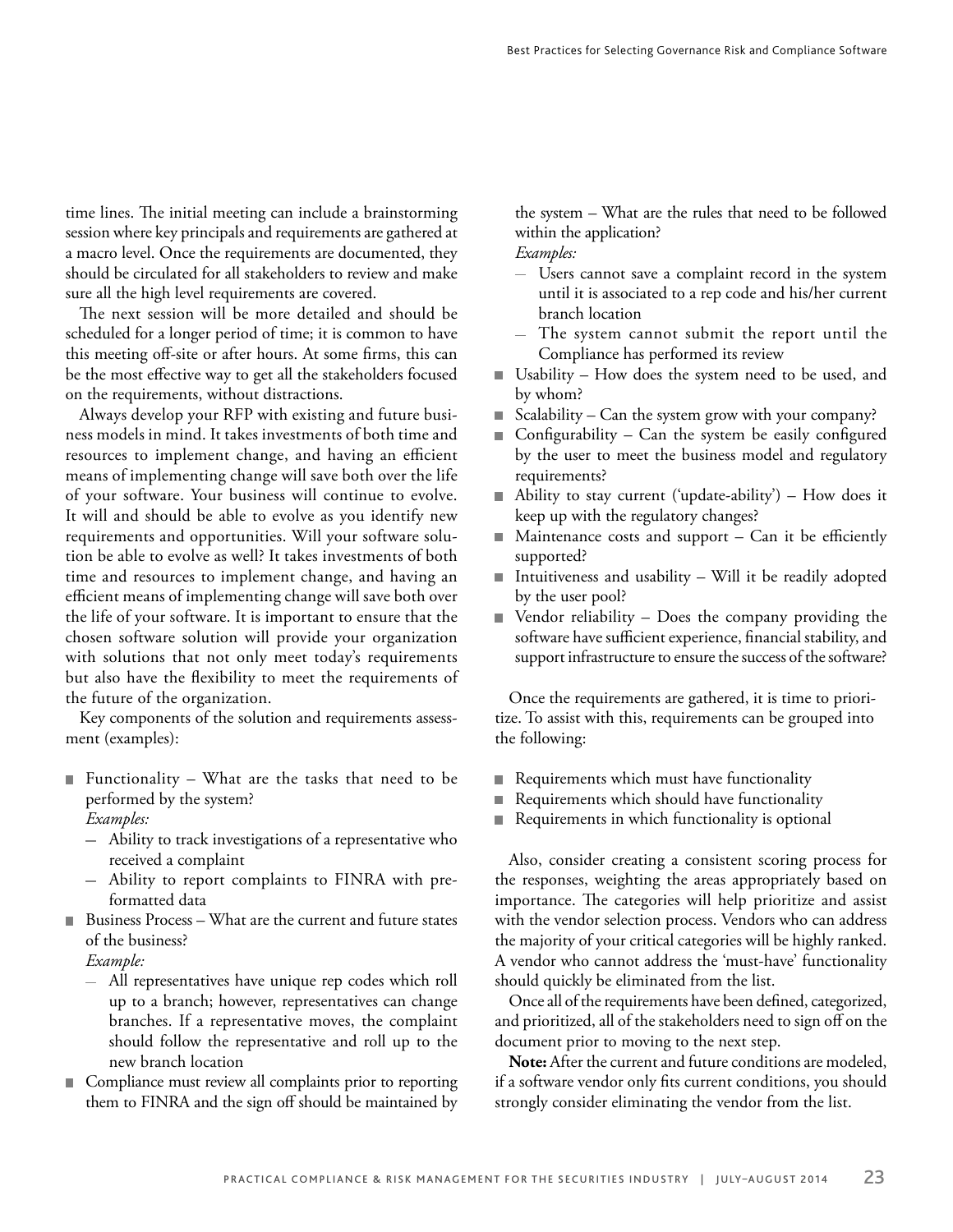time lines. The initial meeting can include a brainstorming session where key principals and requirements are gathered at a macro level. Once the requirements are documented, they should be circulated for all stakeholders to review and make sure all the high level requirements are covered.

The next session will be more detailed and should be scheduled for a longer period of time; it is common to have this meeting off-site or after hours. At some firms, this can be the most effective way to get all the stakeholders focused on the requirements, without distractions.

Always develop your RFP with existing and future business models in mind. It takes investments of both time and resources to implement change, and having an efficient means of implementing change will save both over the life of your software. Your business will continue to evolve. It will and should be able to evolve as you identify new requirements and opportunities. Will your software solution be able to evolve as well? It takes investments of both time and resources to implement change, and having an efficient means of implementing change will save both over the life of your software. It is important to ensure that the chosen software solution will provide your organization with solutions that not only meet today's requirements but also have the flexibility to meet the requirements of the future of the organization.

Key components of the solution and requirements assessment (examples):

- Functionality – What are the tasks that need to be performed by the system?
  *Examples:*
  - Ability to track investigations of a representative who received a complaint
  - Ability to report complaints to FINRA with preformatted data
- Business Process – What are the current and future states of the business?
  *Example:*
  - All representatives have unique rep codes which roll up to a branch; however, representatives can change branches. If a representative moves, the complaint should follow the representative and roll up to the new branch location
- Compliance must review all complaints prior to reporting them to FINRA and the sign off should be maintained by the system – What are the rules that need to be followed within the application?
  *Examples:*
  - Users cannot save a complaint record in the system until it is associated to a rep code and his/her current branch location
  - The system cannot submit the report until the Compliance has performed its review
- Usability – How does the system need to be used, and by whom?
- Scalability – Can the system grow with your company?
- Configurability – Can the system be easily configured by the user to meet the business model and regulatory requirements?
- Ability to stay current ('update-ability') – How does it keep up with the regulatory changes?
- Maintenance costs and support – Can it be efficiently supported?
- Intuitiveness and usability – Will it be readily adopted by the user pool?
- Vendor reliability – Does the company providing the software have sufficient experience, financial stability, and support infrastructure to ensure the success of the software?

Once the requirements are gathered, it is time to prioritize. To assist with this, requirements can be grouped into the following:

- Requirements which must have functionality
- Requirements which should have functionality
- Requirements in which functionality is optional

Also, consider creating a consistent scoring process for the responses, weighting the areas appropriately based on importance. The categories will help prioritize and assist with the vendor selection process. Vendors who can address the majority of your critical categories will be highly ranked. A vendor who cannot address the 'must-have' functionality should quickly be eliminated from the list.

Once all of the requirements have been defined, categorized, and prioritized, all of the stakeholders need to sign off on the document prior to moving to the next step.

**Note:** After the current and future conditions are modeled, if a software vendor only fits current conditions, you should strongly consider eliminating the vendor from the list.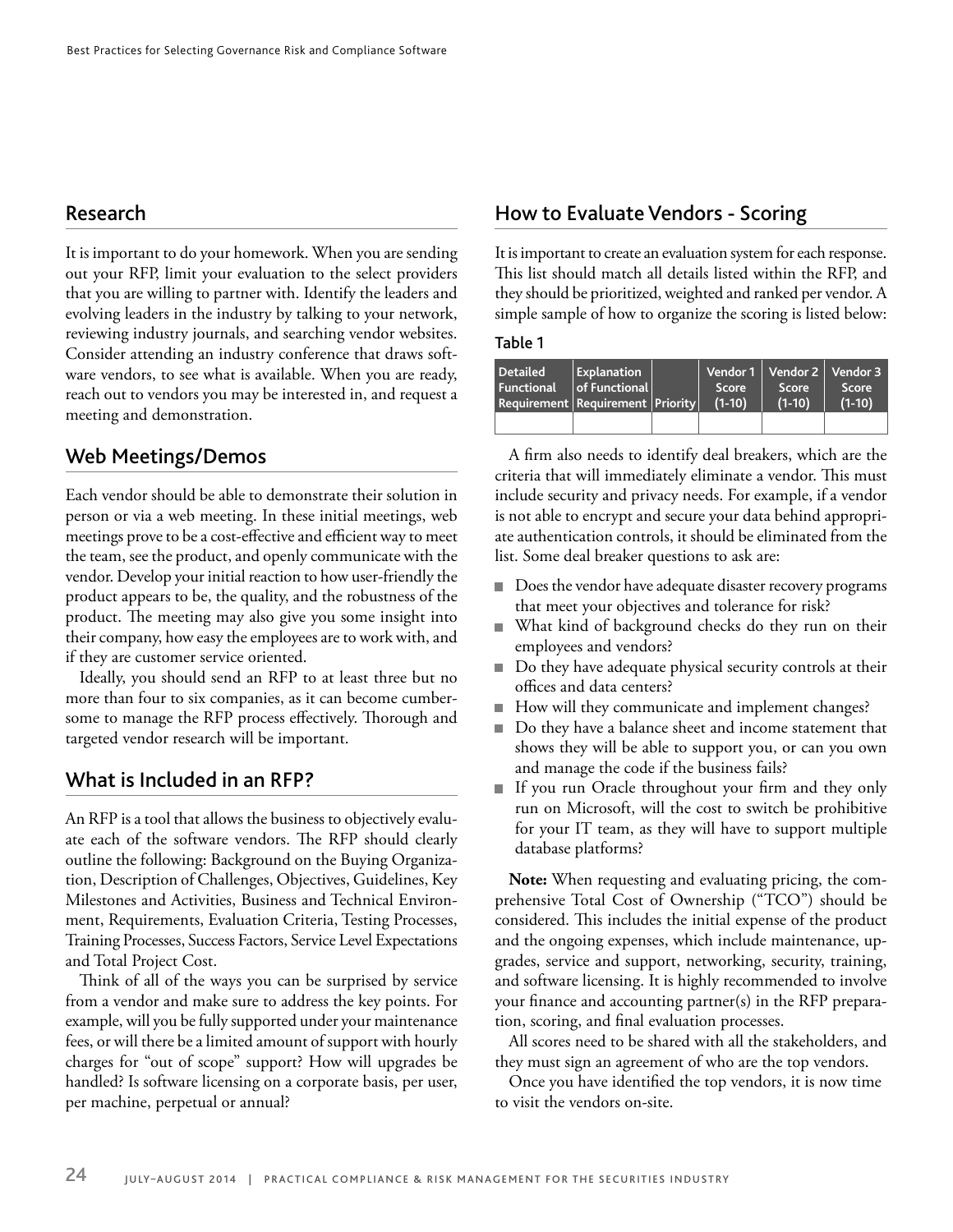## Research

It is important to do your homework. When you are sending out your RFP, limit your evaluation to the select providers that you are willing to partner with. Identify the leaders and evolving leaders in the industry by talking to your network, reviewing industry journals, and searching vendor websites. Consider attending an industry conference that draws software vendors, to see what is available. When you are ready, reach out to vendors you may be interested in, and request a meeting and demonstration.

## Web Meetings/Demos

Each vendor should be able to demonstrate their solution in person or via a web meeting. In these initial meetings, web meetings prove to be a cost-effective and efficient way to meet the team, see the product, and openly communicate with the vendor. Develop your initial reaction to how user-friendly the product appears to be, the quality, and the robustness of the product. The meeting may also give you some insight into their company, how easy the employees are to work with, and if they are customer service oriented.

Ideally, you should send an RFP to at least three but no more than four to six companies, as it can become cumbersome to manage the RFP process effectively. Thorough and targeted vendor research will be important.

## What is Included in an RFP?

An RFP is a tool that allows the business to objectively evaluate each of the software vendors. The RFP should clearly outline the following: Background on the Buying Organization, Description of Challenges, Objectives, Guidelines, Key Milestones and Activities, Business and Technical Environment, Requirements, Evaluation Criteria, Testing Processes, Training Processes, Success Factors, Service Level Expectations and Total Project Cost.

Think of all of the ways you can be surprised by service from a vendor and make sure to address the key points. For example, will you be fully supported under your maintenance fees, or will there be a limited amount of support with hourly charges for "out of scope" support? How will upgrades be handled? Is software licensing on a corporate basis, per user, per machine, perpetual or annual?

## How to Evaluate Vendors - Scoring

It is important to create an evaluation system for each response. This list should match all details listed within the RFP, and they should be prioritized, weighted and ranked per vendor. A simple sample of how to organize the scoring is listed below:

**Table 1**

| Detailed Functional Requirement | Explanation of Functional Requirement | Priority | Vendor 1 Score (1-10) | Vendor 2 Score (1-10) | Vendor 3 Score (1-10) |
|---|---|---|---|---|---|
| | | | | | |

A firm also needs to identify deal breakers, which are the criteria that will immediately eliminate a vendor. This must include security and privacy needs. For example, if a vendor is not able to encrypt and secure your data behind appropriate authentication controls, it should be eliminated from the list. Some deal breaker questions to ask are:

- Does the vendor have adequate disaster recovery programs that meet your objectives and tolerance for risk?
- What kind of background checks do they run on their employees and vendors?
- Do they have adequate physical security controls at their offices and data centers?
- How will they communicate and implement changes?
- Do they have a balance sheet and income statement that shows they will be able to support you, or can you own and manage the code if the business fails?
- If you run Oracle throughout your firm and they only run on Microsoft, will the cost to switch be prohibitive for your IT team, as they will have to support multiple database platforms?

**Note:** When requesting and evaluating pricing, the comprehensive Total Cost of Ownership ("TCO") should be considered. This includes the initial expense of the product and the ongoing expenses, which include maintenance, upgrades, service and support, networking, security, training, and software licensing. It is highly recommended to involve your finance and accounting partner(s) in the RFP preparation, scoring, and final evaluation processes.

All scores need to be shared with all the stakeholders, and they must sign an agreement of who are the top vendors.

Once you have identified the top vendors, it is now time to visit the vendors on-site.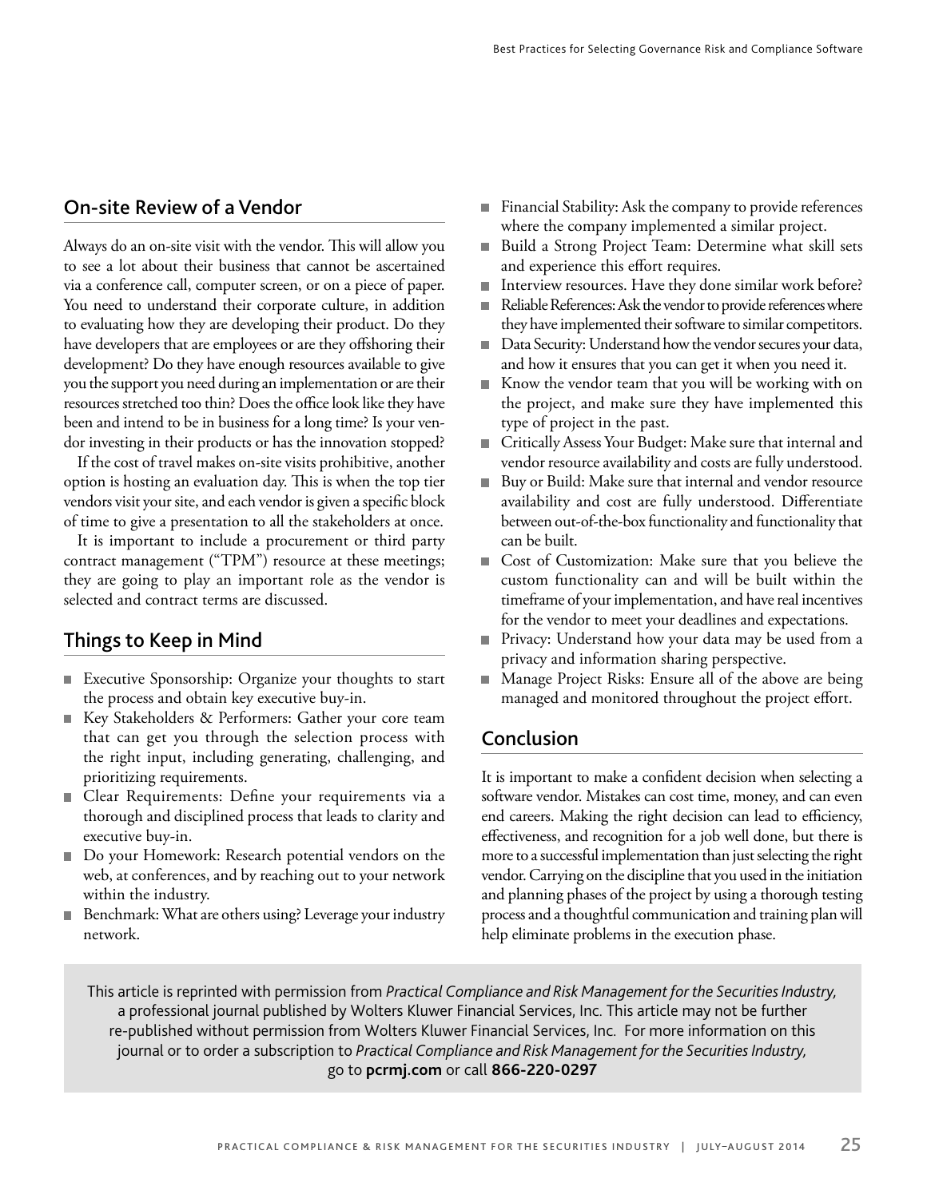## On-site Review of a Vendor

Always do an on-site visit with the vendor. This will allow you to see a lot about their business that cannot be ascertained via a conference call, computer screen, or on a piece of paper. You need to understand their corporate culture, in addition to evaluating how they are developing their product. Do they have developers that are employees or are they offshoring their development? Do they have enough resources available to give you the support you need during an implementation or are their resources stretched too thin? Does the office look like they have been and intend to be in business for a long time? Is your vendor investing in their products or has the innovation stopped?

If the cost of travel makes on-site visits prohibitive, another option is hosting an evaluation day. This is when the top tier vendors visit your site, and each vendor is given a specific block of time to give a presentation to all the stakeholders at once.

It is important to include a procurement or third party contract management ("TPM") resource at these meetings; they are going to play an important role as the vendor is selected and contract terms are discussed.

## Things to Keep in Mind

- Executive Sponsorship: Organize your thoughts to start the process and obtain key executive buy-in.
- Key Stakeholders & Performers: Gather your core team that can get you through the selection process with the right input, including generating, challenging, and prioritizing requirements.
- Clear Requirements: Define your requirements via a thorough and disciplined process that leads to clarity and executive buy-in.
- Do your Homework: Research potential vendors on the web, at conferences, and by reaching out to your network within the industry.
- Benchmark: What are others using? Leverage your industry network.
- Financial Stability: Ask the company to provide references where the company implemented a similar project.
- Build a Strong Project Team: Determine what skill sets and experience this effort requires.
- Interview resources. Have they done similar work before?
- Reliable References: Ask the vendor to provide references where they have implemented their software to similar competitors.
- Data Security: Understand how the vendor secures your data, and how it ensures that you can get it when you need it.
- Know the vendor team that you will be working with on the project, and make sure they have implemented this type of project in the past.
- Critically Assess Your Budget: Make sure that internal and vendor resource availability and costs are fully understood.
- Buy or Build: Make sure that internal and vendor resource availability and cost are fully understood. Differentiate between out-of-the-box functionality and functionality that can be built.
- Cost of Customization: Make sure that you believe the custom functionality can and will be built within the timeframe of your implementation, and have real incentives for the vendor to meet your deadlines and expectations.
- Privacy: Understand how your data may be used from a privacy and information sharing perspective.
- Manage Project Risks: Ensure all of the above are being managed and monitored throughout the project effort.

## Conclusion

It is important to make a confident decision when selecting a software vendor. Mistakes can cost time, money, and can even end careers. Making the right decision can lead to efficiency, effectiveness, and recognition for a job well done, but there is more to a successful implementation than just selecting the right vendor. Carrying on the discipline that you used in the initiation and planning phases of the project by using a thorough testing process and a thoughtful communication and training plan will help eliminate problems in the execution phase.

This article is reprinted with permission from *Practical Compliance and Risk Management for the Securities Industry,* a professional journal published by Wolters Kluwer Financial Services, Inc. This article may not be further re-published without permission from Wolters Kluwer Financial Services, Inc. For more information on this journal or to order a subscription to *Practical Compliance and Risk Management for the Securities Industry,* go to **pcrmj.com** or call **866-220-0297**